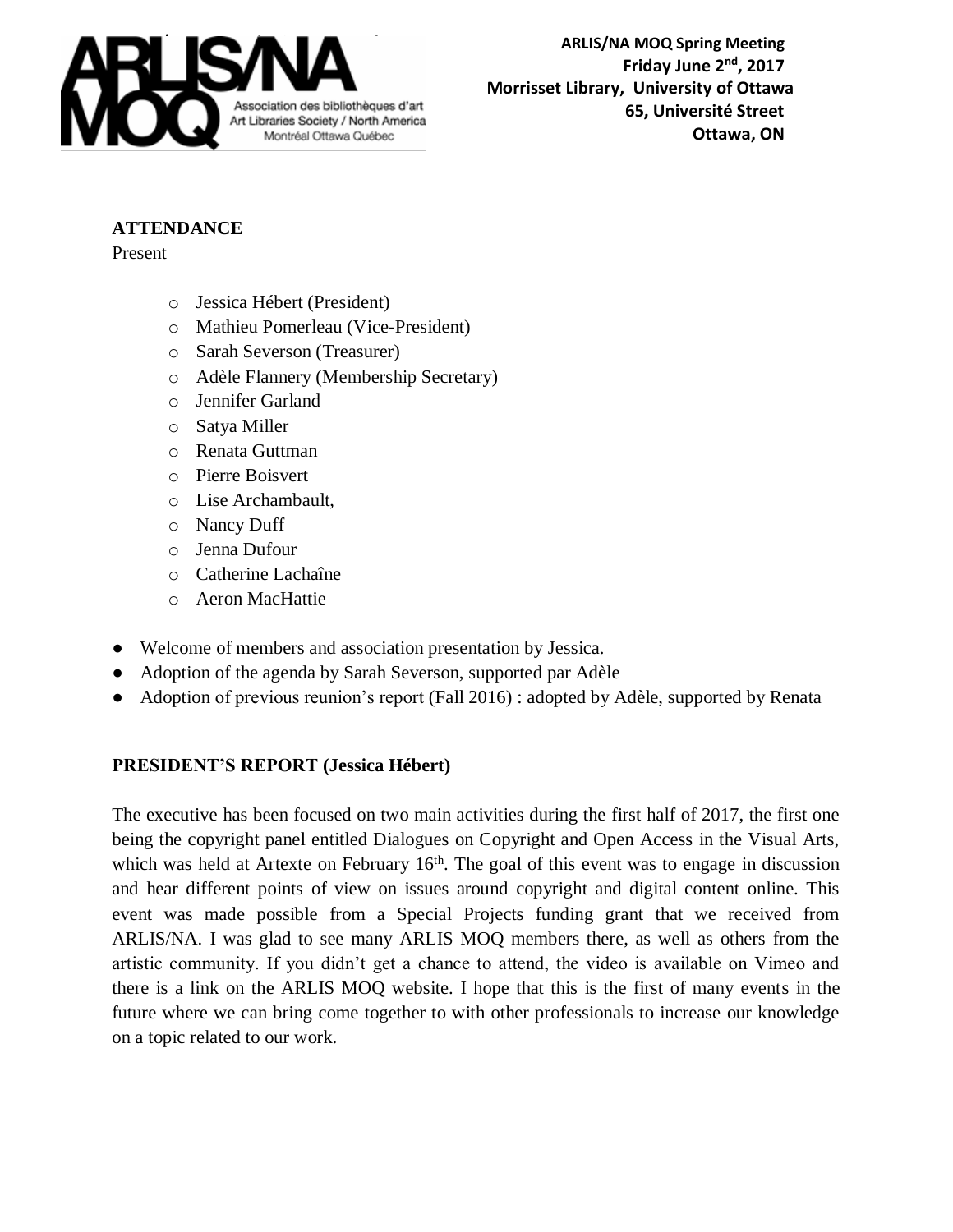ARLIS/NA MOQ
Association des bibliothèques d'art
Art Libraries Society / North America
Montréal Ottawa Québec

**ARLIS/NA MOQ Spring Meeting**
**Friday June 2nd, 2017**
**Morrisset Library, University of Ottawa**
**65, Université Street**
**Ottawa, ON**

**ATTENDANCE**

Present

- Jessica Hébert (President)
- Mathieu Pomerleau (Vice-President)
- Sarah Severson (Treasurer)
- Adèle Flannery (Membership Secretary)
- Jennifer Garland
- Satya Miller
- Renata Guttman
- Pierre Boisvert
- Lise Archambault,
- Nancy Duff
- Jenna Dufour
- Catherine Lachaîne
- Aeron MacHattie

- Welcome of members and association presentation by Jessica.
- Adoption of the agenda by Sarah Severson, supported par Adèle
- Adoption of previous reunion's report (Fall 2016) : adopted by Adèle, supported by Renata

**PRESIDENT'S REPORT (Jessica Hébert)**

The executive has been focused on two main activities during the first half of 2017, the first one being the copyright panel entitled Dialogues on Copyright and Open Access in the Visual Arts, which was held at Artexte on February 16th. The goal of this event was to engage in discussion and hear different points of view on issues around copyright and digital content online. This event was made possible from a Special Projects funding grant that we received from ARLIS/NA. I was glad to see many ARLIS MOQ members there, as well as others from the artistic community. If you didn't get a chance to attend, the video is available on Vimeo and there is a link on the ARLIS MOQ website. I hope that this is the first of many events in the future where we can bring come together to with other professionals to increase our knowledge on a topic related to our work.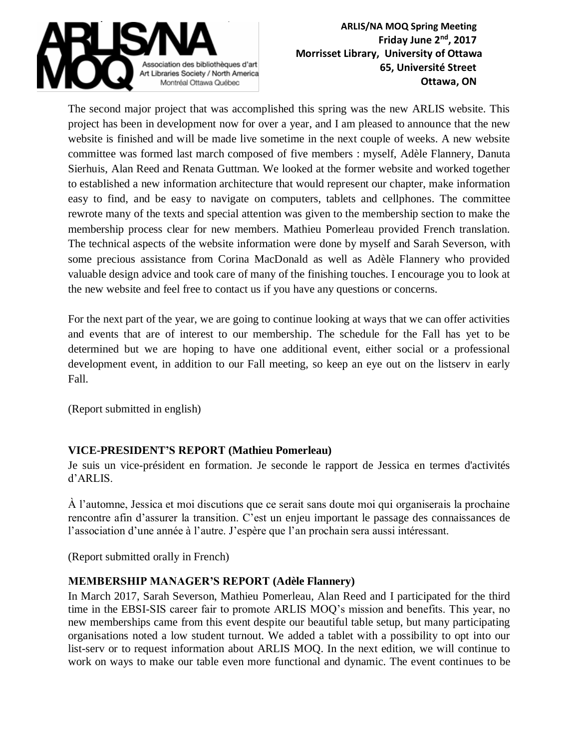The second major project that was accomplished this spring was the new ARLIS website. This project has been in development now for over a year, and I am pleased to announce that the new website is finished and will be made live sometime in the next couple of weeks. A new website committee was formed last march composed of five members : myself, Adèle Flannery, Danuta Sierhuis, Alan Reed and Renata Guttman. We looked at the former website and worked together to established a new information architecture that would represent our chapter, make information easy to find, and be easy to navigate on computers, tablets and cellphones. The committee rewrote many of the texts and special attention was given to the membership section to make the membership process clear for new members. Mathieu Pomerleau provided French translation. The technical aspects of the website information were done by myself and Sarah Severson, with some precious assistance from Corina MacDonald as well as Adèle Flannery who provided valuable design advice and took care of many of the finishing touches. I encourage you to look at the new website and feel free to contact us if you have any questions or concerns.

For the next part of the year, we are going to continue looking at ways that we can offer activities and events that are of interest to our membership. The schedule for the Fall has yet to be determined but we are hoping to have one additional event, either social or a professional development event, in addition to our Fall meeting, so keep an eye out on the listserv in early Fall.

(Report submitted in english)

## VICE-PRESIDENT'S REPORT (Mathieu Pomerleau)

Je suis un vice-président en formation. Je seconde le rapport de Jessica en termes d'activités d'ARLIS.

À l'automne, Jessica et moi discutions que ce serait sans doute moi qui organiserais la prochaine rencontre afin d'assurer la transition. C'est un enjeu important le passage des connaissances de l'association d'une année à l'autre. J'espère que l'an prochain sera aussi intéressant.

(Report submitted orally in French)

## MEMBERSHIP MANAGER'S REPORT (Adèle Flannery)

In March 2017, Sarah Severson, Mathieu Pomerleau, Alan Reed and I participated for the third time in the EBSI-SIS career fair to promote ARLIS MOQ's mission and benefits. This year, no new memberships came from this event despite our beautiful table setup, but many participating organisations noted a low student turnout. We added a tablet with a possibility to opt into our list-serv or to request information about ARLIS MOQ. In the next edition, we will continue to work on ways to make our table even more functional and dynamic. The event continues to be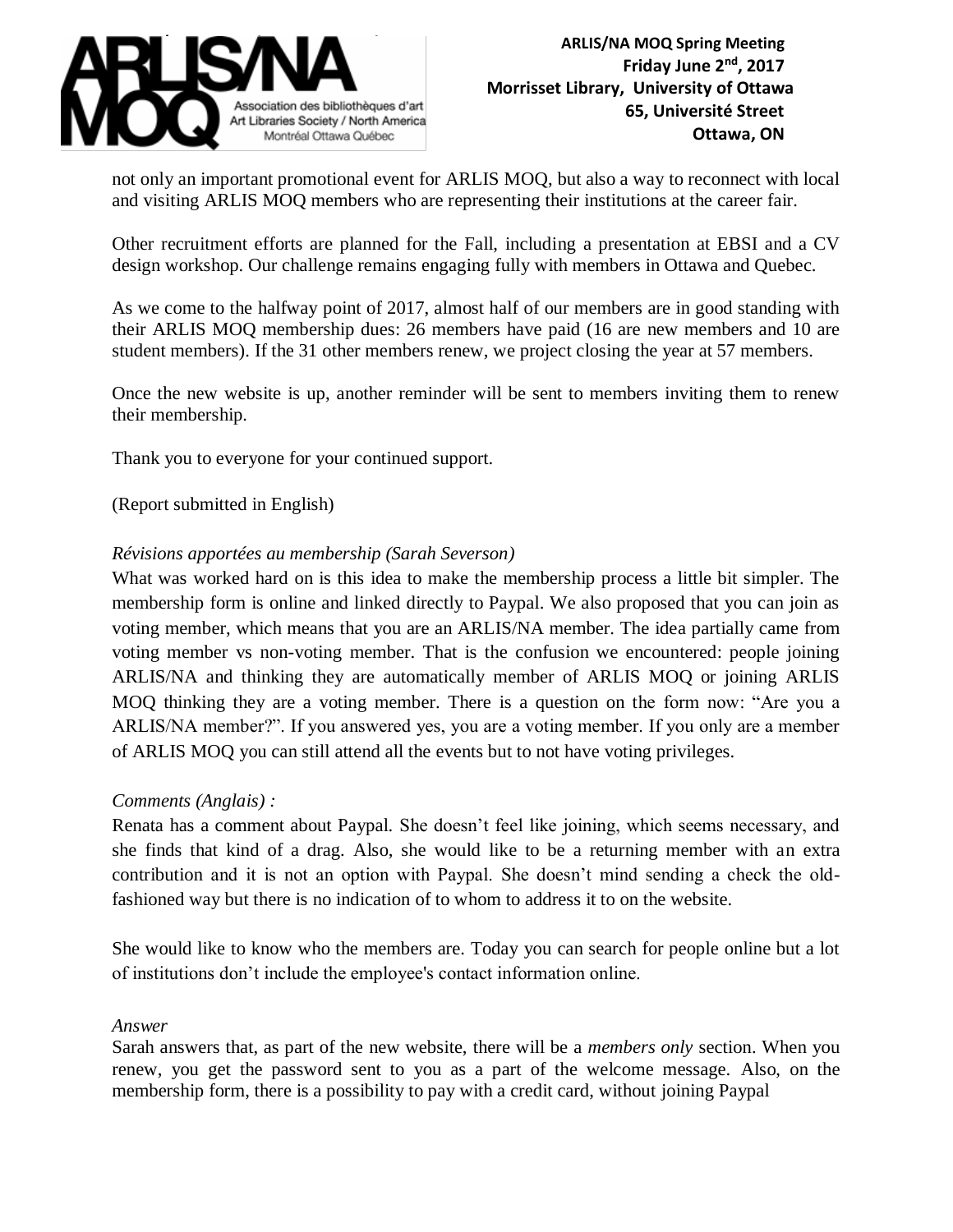not only an important promotional event for ARLIS MOQ, but also a way to reconnect with local and visiting ARLIS MOQ members who are representing their institutions at the career fair.

Other recruitment efforts are planned for the Fall, including a presentation at EBSI and a CV design workshop. Our challenge remains engaging fully with members in Ottawa and Quebec.

As we come to the halfway point of 2017, almost half of our members are in good standing with their ARLIS MOQ membership dues: 26 members have paid (16 are new members and 10 are student members). If the 31 other members renew, we project closing the year at 57 members.

Once the new website is up, another reminder will be sent to members inviting them to renew their membership.

Thank you to everyone for your continued support.

(Report submitted in English)

*Révisions apportées au membership (Sarah Severson)*

What was worked hard on is this idea to make the membership process a little bit simpler. The membership form is online and linked directly to Paypal. We also proposed that you can join as voting member, which means that you are an ARLIS/NA member. The idea partially came from voting member vs non-voting member. That is the confusion we encountered: people joining ARLIS/NA and thinking they are automatically member of ARLIS MOQ or joining ARLIS MOQ thinking they are a voting member. There is a question on the form now: "Are you a ARLIS/NA member?". If you answered yes, you are a voting member. If you only are a member of ARLIS MOQ you can still attend all the events but to not have voting privileges.

*Comments (Anglais) :*

Renata has a comment about Paypal. She doesn't feel like joining, which seems necessary, and she finds that kind of a drag. Also, she would like to be a returning member with an extra contribution and it is not an option with Paypal. She doesn't mind sending a check the old-fashioned way but there is no indication of to whom to address it to on the website.

She would like to know who the members are. Today you can search for people online but a lot of institutions don't include the employee's contact information online.

*Answer*

Sarah answers that, as part of the new website, there will be a *members only* section. When you renew, you get the password sent to you as a part of the welcome message. Also, on the membership form, there is a possibility to pay with a credit card, without joining Paypal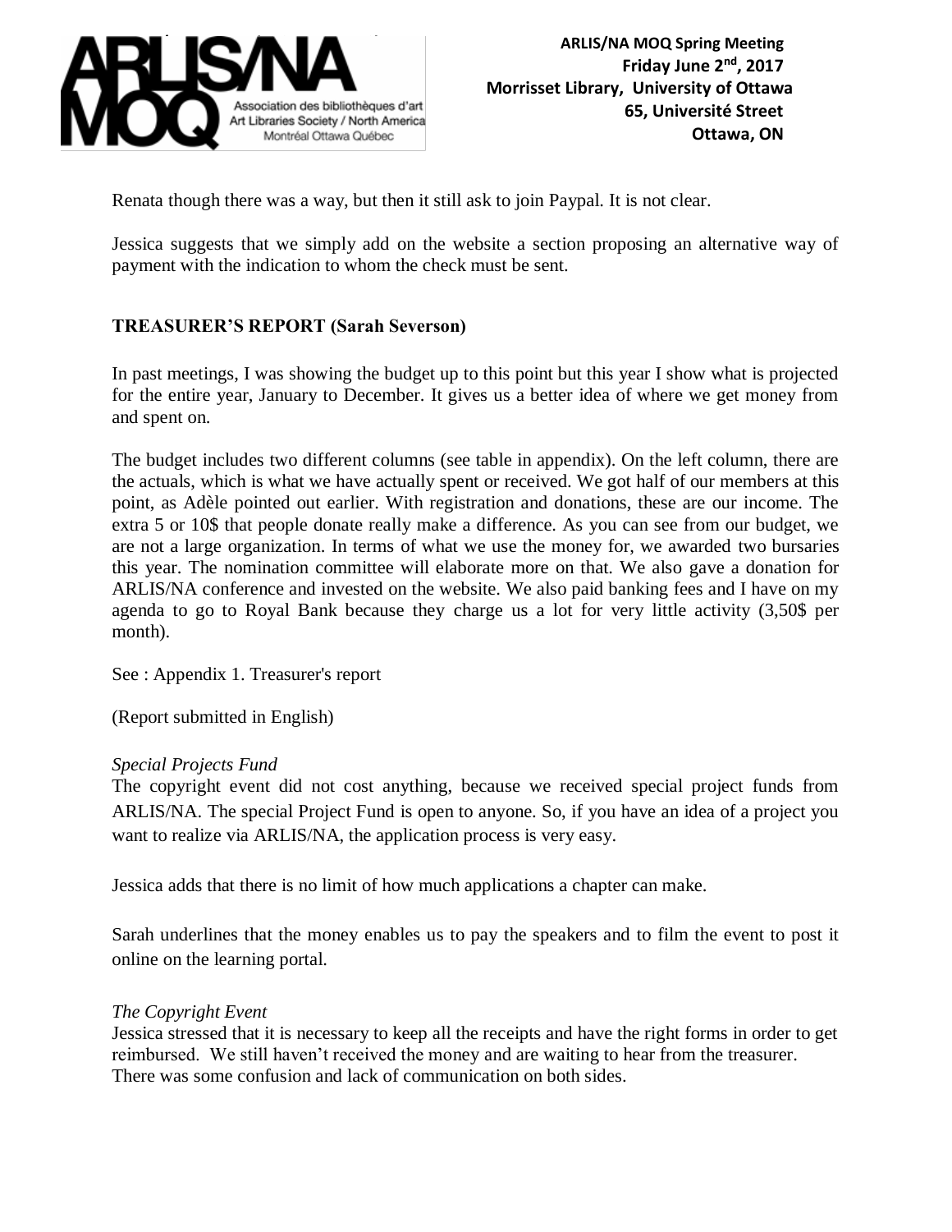Renata though there was a way, but then it still ask to join Paypal. It is not clear.

Jessica suggests that we simply add on the website a section proposing an alternative way of payment with the indication to whom the check must be sent.

## TREASURER'S REPORT (Sarah Severson)

In past meetings, I was showing the budget up to this point but this year I show what is projected for the entire year, January to December. It gives us a better idea of where we get money from and spent on.

The budget includes two different columns (see table in appendix). On the left column, there are the actuals, which is what we have actually spent or received. We got half of our members at this point, as Adèle pointed out earlier. With registration and donations, these are our income. The extra 5 or 10$ that people donate really make a difference. As you can see from our budget, we are not a large organization. In terms of what we use the money for, we awarded two bursaries this year. The nomination committee will elaborate more on that. We also gave a donation for ARLIS/NA conference and invested on the website. We also paid banking fees and I have on my agenda to go to Royal Bank because they charge us a lot for very little activity (3,50$ per month).

See : Appendix 1. Treasurer's report

(Report submitted in English)

*Special Projects Fund*

The copyright event did not cost anything, because we received special project funds from ARLIS/NA. The special Project Fund is open to anyone. So, if you have an idea of a project you want to realize via ARLIS/NA, the application process is very easy.

Jessica adds that there is no limit of how much applications a chapter can make.

Sarah underlines that the money enables us to pay the speakers and to film the event to post it online on the learning portal.

*The Copyright Event*

Jessica stressed that it is necessary to keep all the receipts and have the right forms in order to get reimbursed. We still haven't received the money and are waiting to hear from the treasurer. There was some confusion and lack of communication on both sides.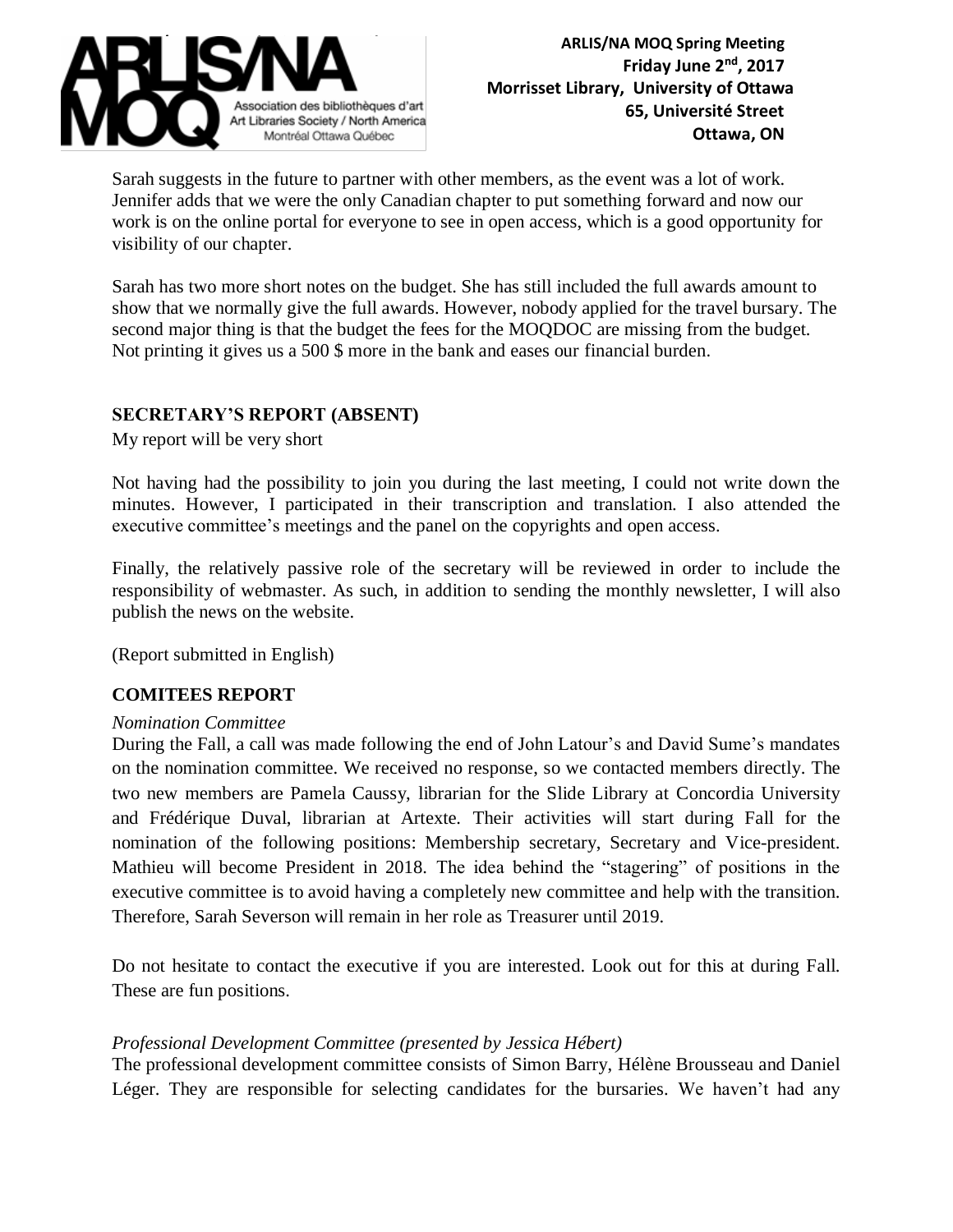Sarah suggests in the future to partner with other members, as the event was a lot of work. Jennifer adds that we were the only Canadian chapter to put something forward and now our work is on the online portal for everyone to see in open access, which is a good opportunity for visibility of our chapter.

Sarah has two more short notes on the budget. She has still included the full awards amount to show that we normally give the full awards. However, nobody applied for the travel bursary. The second major thing is that the budget the fees for the MOQDOC are missing from the budget. Not printing it gives us a 500 $ more in the bank and eases our financial burden.

## SECRETARY'S REPORT (ABSENT)

My report will be very short

Not having had the possibility to join you during the last meeting, I could not write down the minutes. However, I participated in their transcription and translation. I also attended the executive committee's meetings and the panel on the copyrights and open access.

Finally, the relatively passive role of the secretary will be reviewed in order to include the responsibility of webmaster. As such, in addition to sending the monthly newsletter, I will also publish the news on the website.

(Report submitted in English)

## COMITEES REPORT

*Nomination Committee*

During the Fall, a call was made following the end of John Latour's and David Sume's mandates on the nomination committee. We received no response, so we contacted members directly. The two new members are Pamela Caussy, librarian for the Slide Library at Concordia University and Frédérique Duval, librarian at Artexte. Their activities will start during Fall for the nomination of the following positions: Membership secretary, Secretary and Vice-president. Mathieu will become President in 2018. The idea behind the "stagering" of positions in the executive committee is to avoid having a completely new committee and help with the transition. Therefore, Sarah Severson will remain in her role as Treasurer until 2019.

Do not hesitate to contact the executive if you are interested. Look out for this at during Fall. These are fun positions.

*Professional Development Committee (presented by Jessica Hébert)*

The professional development committee consists of Simon Barry, Hélène Brousseau and Daniel Léger. They are responsible for selecting candidates for the bursaries. We haven't had any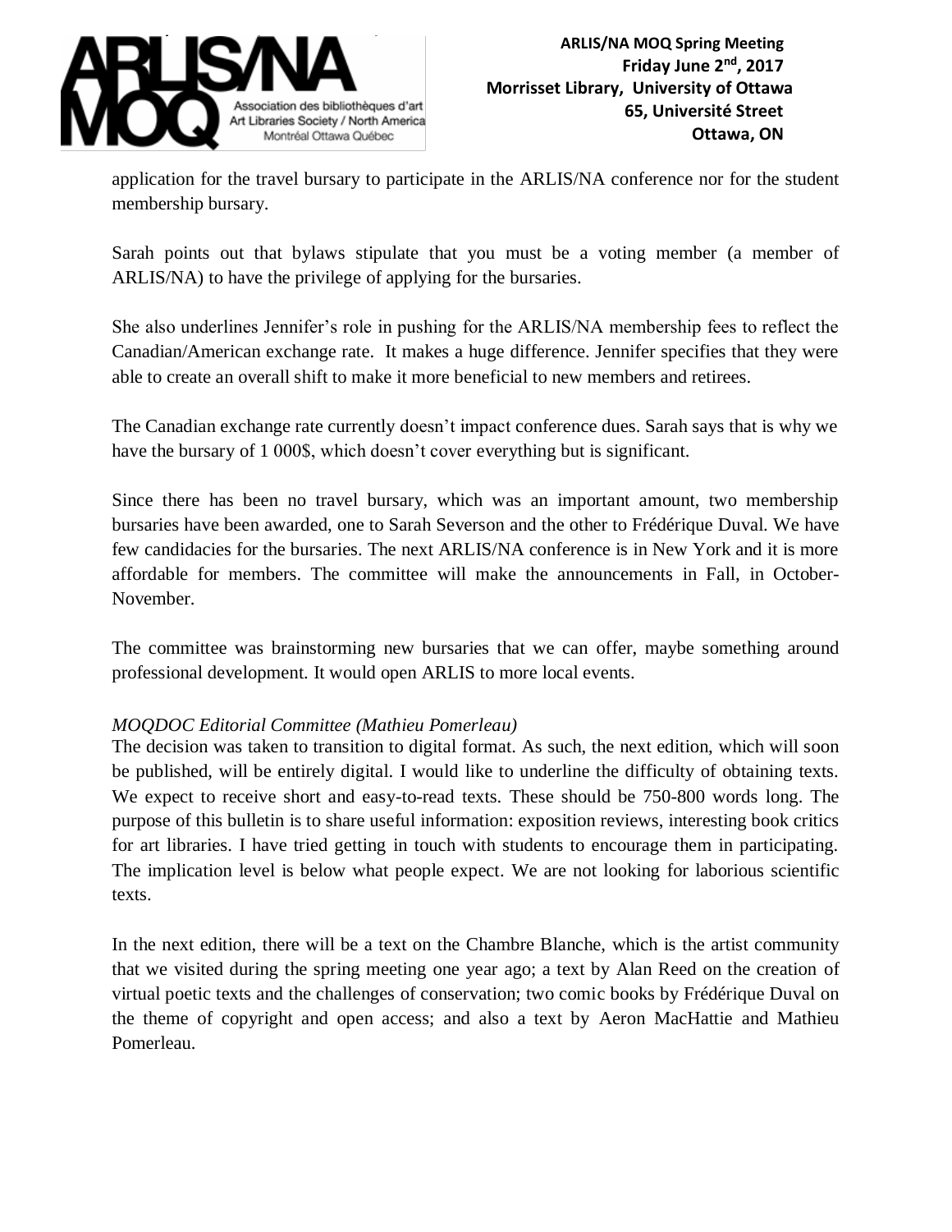application for the travel bursary to participate in the ARLIS/NA conference nor for the student membership bursary.

Sarah points out that bylaws stipulate that you must be a voting member (a member of ARLIS/NA) to have the privilege of applying for the bursaries.

She also underlines Jennifer's role in pushing for the ARLIS/NA membership fees to reflect the Canadian/American exchange rate. It makes a huge difference. Jennifer specifies that they were able to create an overall shift to make it more beneficial to new members and retirees.

The Canadian exchange rate currently doesn't impact conference dues. Sarah says that is why we have the bursary of 1 000$, which doesn't cover everything but is significant.

Since there has been no travel bursary, which was an important amount, two membership bursaries have been awarded, one to Sarah Severson and the other to Frédérique Duval. We have few candidacies for the bursaries. The next ARLIS/NA conference is in New York and it is more affordable for members. The committee will make the announcements in Fall, in October-November.

The committee was brainstorming new bursaries that we can offer, maybe something around professional development. It would open ARLIS to more local events.

*MOQDOC Editorial Committee (Mathieu Pomerleau)*

The decision was taken to transition to digital format. As such, the next edition, which will soon be published, will be entirely digital. I would like to underline the difficulty of obtaining texts. We expect to receive short and easy-to-read texts. These should be 750-800 words long. The purpose of this bulletin is to share useful information: exposition reviews, interesting book critics for art libraries. I have tried getting in touch with students to encourage them in participating. The implication level is below what people expect. We are not looking for laborious scientific texts.

In the next edition, there will be a text on the Chambre Blanche, which is the artist community that we visited during the spring meeting one year ago; a text by Alan Reed on the creation of virtual poetic texts and the challenges of conservation; two comic books by Frédérique Duval on the theme of copyright and open access; and also a text by Aeron MacHattie and Mathieu Pomerleau.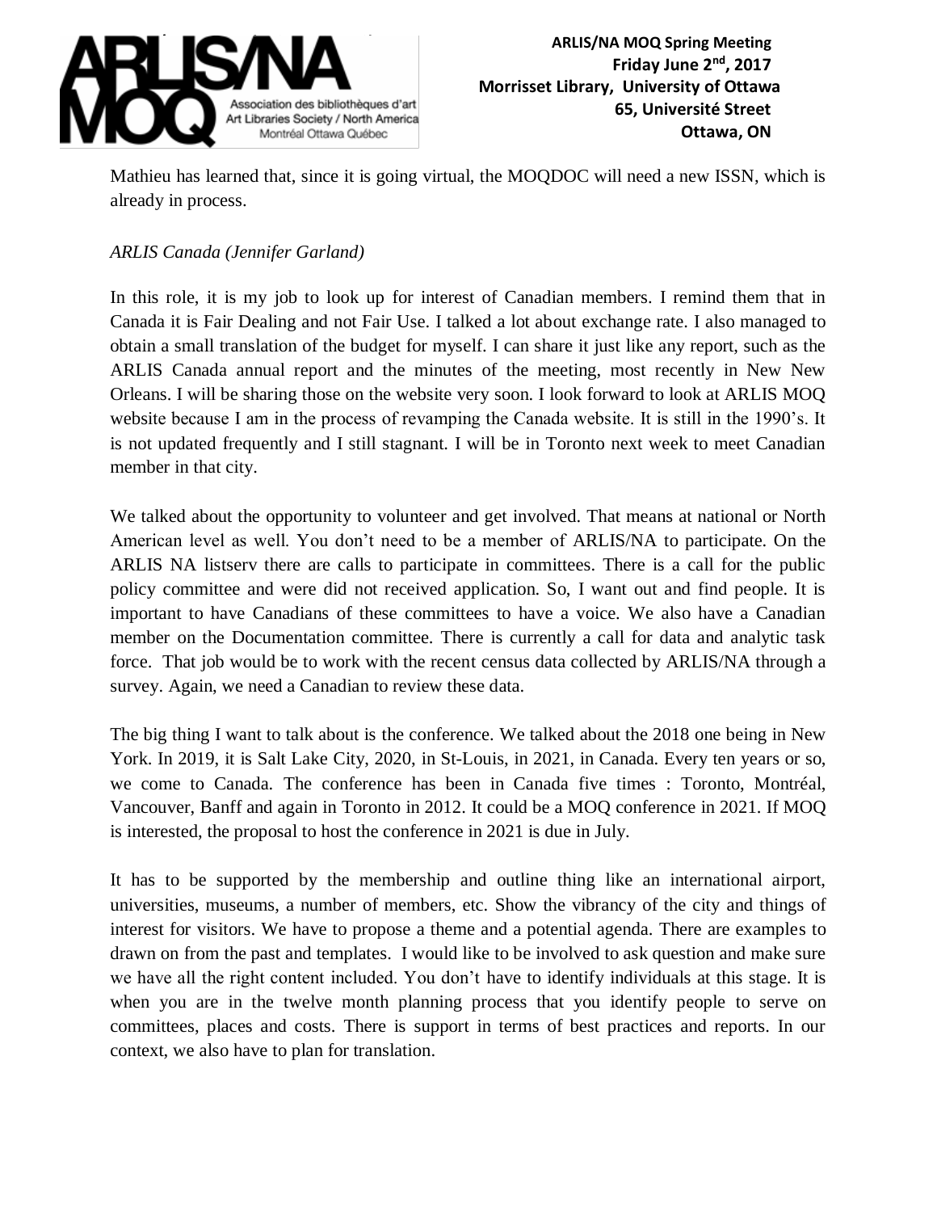Mathieu has learned that, since it is going virtual, the MOQDOC will need a new ISSN, which is already in process.

*ARLIS Canada (Jennifer Garland)*

In this role, it is my job to look up for interest of Canadian members. I remind them that in Canada it is Fair Dealing and not Fair Use. I talked a lot about exchange rate. I also managed to obtain a small translation of the budget for myself. I can share it just like any report, such as the ARLIS Canada annual report and the minutes of the meeting, most recently in New New Orleans. I will be sharing those on the website very soon. I look forward to look at ARLIS MOQ website because I am in the process of revamping the Canada website. It is still in the 1990's. It is not updated frequently and I still stagnant. I will be in Toronto next week to meet Canadian member in that city.

We talked about the opportunity to volunteer and get involved. That means at national or North American level as well. You don't need to be a member of ARLIS/NA to participate. On the ARLIS NA listserv there are calls to participate in committees. There is a call for the public policy committee and were did not received application. So, I want out and find people. It is important to have Canadians of these committees to have a voice. We also have a Canadian member on the Documentation committee. There is currently a call for data and analytic task force. That job would be to work with the recent census data collected by ARLIS/NA through a survey. Again, we need a Canadian to review these data.

The big thing I want to talk about is the conference. We talked about the 2018 one being in New York. In 2019, it is Salt Lake City, 2020, in St-Louis, in 2021, in Canada. Every ten years or so, we come to Canada. The conference has been in Canada five times : Toronto, Montréal, Vancouver, Banff and again in Toronto in 2012. It could be a MOQ conference in 2021. If MOQ is interested, the proposal to host the conference in 2021 is due in July.

It has to be supported by the membership and outline thing like an international airport, universities, museums, a number of members, etc. Show the vibrancy of the city and things of interest for visitors. We have to propose a theme and a potential agenda. There are examples to drawn on from the past and templates. I would like to be involved to ask question and make sure we have all the right content included. You don't have to identify individuals at this stage. It is when you are in the twelve month planning process that you identify people to serve on committees, places and costs. There is support in terms of best practices and reports. In our context, we also have to plan for translation.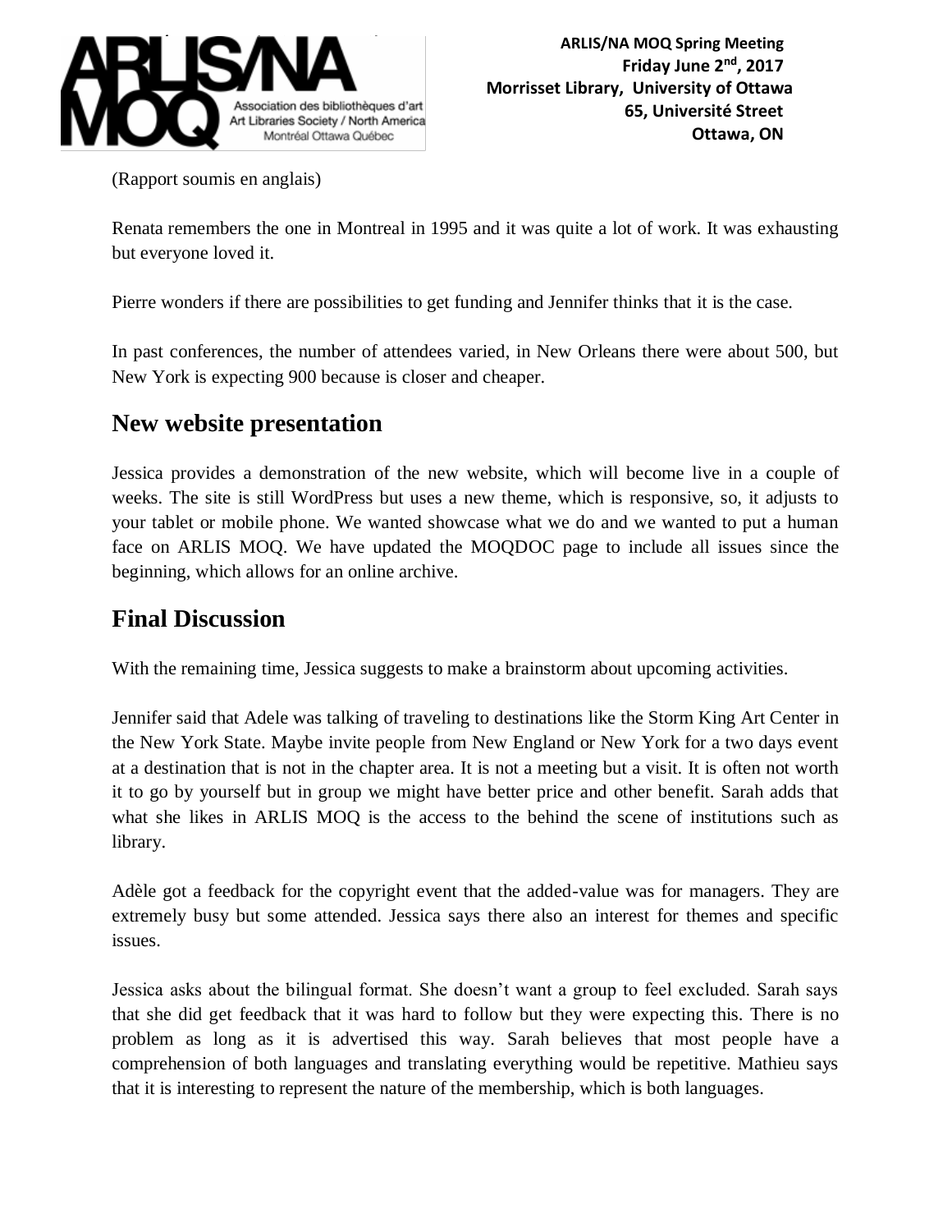(Rapport soumis en anglais)

Renata remembers the one in Montreal in 1995 and it was quite a lot of work. It was exhausting but everyone loved it.

Pierre wonders if there are possibilities to get funding and Jennifer thinks that it is the case.

In past conferences, the number of attendees varied, in New Orleans there were about 500, but New York is expecting 900 because is closer and cheaper.

## New website presentation

Jessica provides a demonstration of the new website, which will become live in a couple of weeks. The site is still WordPress but uses a new theme, which is responsive, so, it adjusts to your tablet or mobile phone. We wanted showcase what we do and we wanted to put a human face on ARLIS MOQ. We have updated the MOQDOC page to include all issues since the beginning, which allows for an online archive.

## Final Discussion

With the remaining time, Jessica suggests to make a brainstorm about upcoming activities.

Jennifer said that Adele was talking of traveling to destinations like the Storm King Art Center in the New York State. Maybe invite people from New England or New York for a two days event at a destination that is not in the chapter area. It is not a meeting but a visit. It is often not worth it to go by yourself but in group we might have better price and other benefit. Sarah adds that what she likes in ARLIS MOQ is the access to the behind the scene of institutions such as library.

Adèle got a feedback for the copyright event that the added-value was for managers. They are extremely busy but some attended. Jessica says there also an interest for themes and specific issues.

Jessica asks about the bilingual format. She doesn't want a group to feel excluded. Sarah says that she did get feedback that it was hard to follow but they were expecting this. There is no problem as long as it is advertised this way. Sarah believes that most people have a comprehension of both languages and translating everything would be repetitive. Mathieu says that it is interesting to represent the nature of the membership, which is both languages.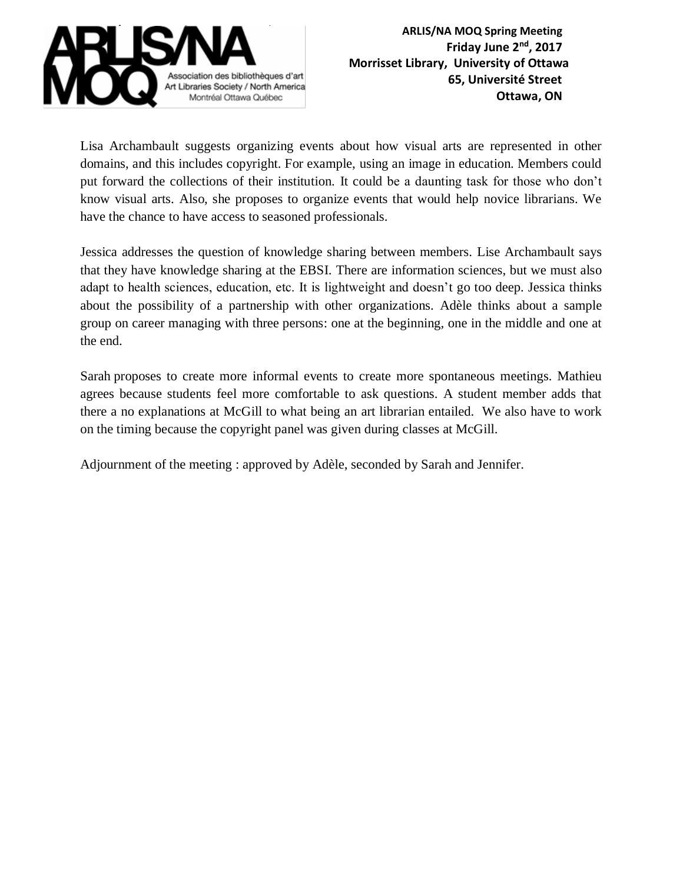Lisa Archambault suggests organizing events about how visual arts are represented in other domains, and this includes copyright. For example, using an image in education. Members could put forward the collections of their institution. It could be a daunting task for those who don't know visual arts. Also, she proposes to organize events that would help novice librarians. We have the chance to have access to seasoned professionals.

Jessica addresses the question of knowledge sharing between members. Lise Archambault says that they have knowledge sharing at the EBSI. There are information sciences, but we must also adapt to health sciences, education, etc. It is lightweight and doesn't go too deep. Jessica thinks about the possibility of a partnership with other organizations. Adèle thinks about a sample group on career managing with three persons: one at the beginning, one in the middle and one at the end.

Sarah proposes to create more informal events to create more spontaneous meetings. Mathieu agrees because students feel more comfortable to ask questions. A student member adds that there a no explanations at McGill to what being an art librarian entailed. We also have to work on the timing because the copyright panel was given during classes at McGill.

Adjournment of the meeting : approved by Adèle, seconded by Sarah and Jennifer.